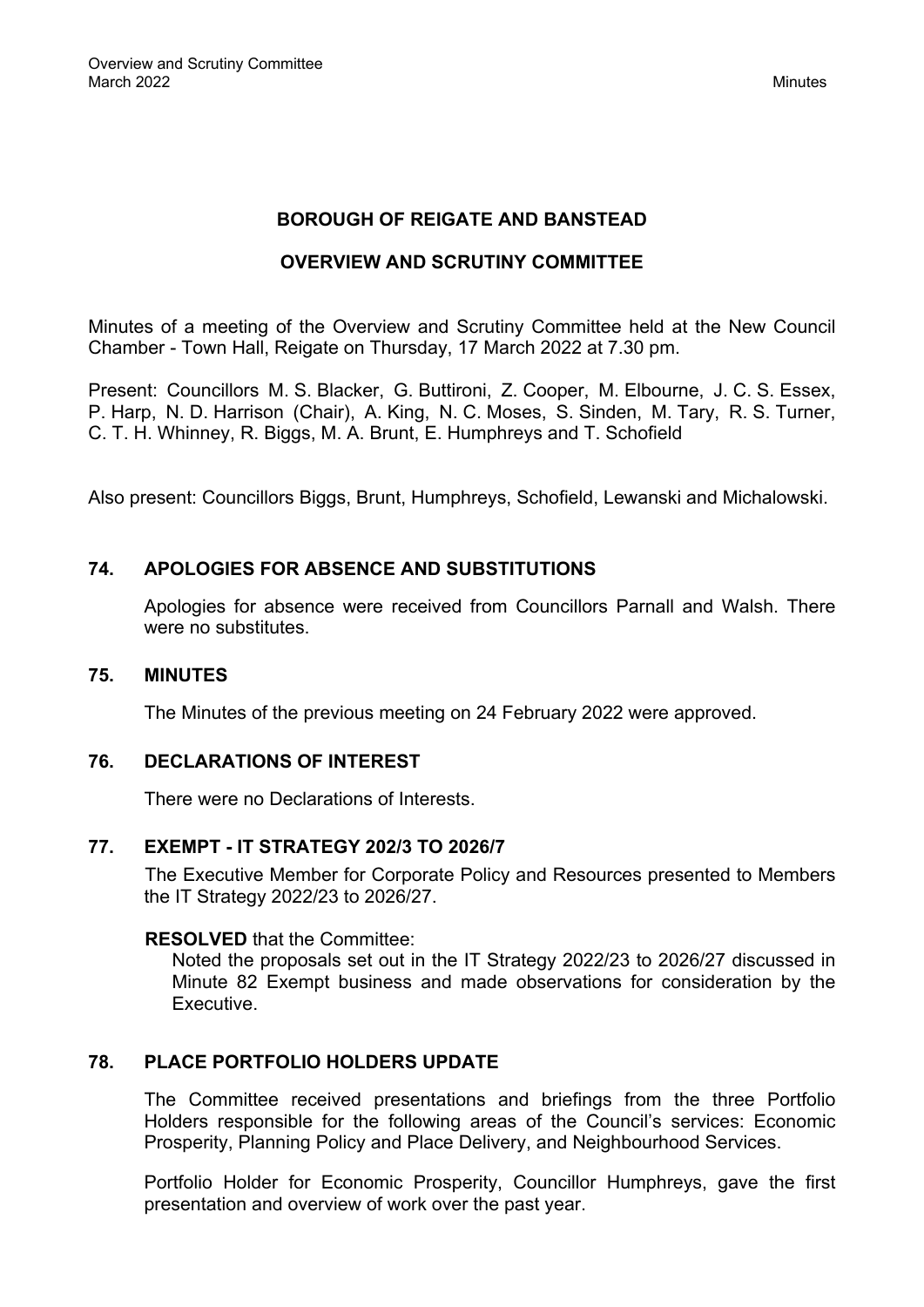# BOROUGH OF REIGATE AND BANSTEAD

## OVERVIEW AND SCRUTINY COMMITTEE

Minutes of a meeting of the Overview and Scrutiny Committee held at the New Council Chamber - Town Hall, Reigate on Thursday, 17 March 2022 at 7.30 pm.

Present: Councillors M. S. Blacker, G. Buttironi, Z. Cooper, M. Elbourne, J. C. S. Essex, P. Harp, N. D. Harrison (Chair), A. King, N. C. Moses, S. Sinden, M. Tary, R. S. Turner, C. T. H. Whinney, R. Biggs, M. A. Brunt, E. Humphreys and T. Schofield

Also present: Councillors Biggs, Brunt, Humphreys, Schofield, Lewanski and Michalowski.

### 74. APOLOGIES FOR ABSENCE AND SUBSTITUTIONS

Apologies for absence were received from Councillors Parnall and Walsh. There were no substitutes.

### 75. MINUTES

The Minutes of the previous meeting on 24 February 2022 were approved.

### 76. DECLARATIONS OF INTEREST

There were no Declarations of Interests.

### 77. EXEMPT - IT STRATEGY 202/3 TO 2026/7

The Executive Member for Corporate Policy and Resources presented to Members the IT Strategy 2022/23 to 2026/27.

**RESOLVED** that the Committee:

Noted the proposals set out in the IT Strategy 2022/23 to 2026/27 discussed in Minute 82 Exempt business and made observations for consideration by the Executive.

### 78. PLACE PORTFOLIO HOLDERS UPDATE

The Committee received presentations and briefings from the three Portfolio Holders responsible for the following areas of the Council's services: Economic Prosperity, Planning Policy and Place Delivery, and Neighbourhood Services.

Portfolio Holder for Economic Prosperity, Councillor Humphreys, gave the first presentation and overview of work over the past year.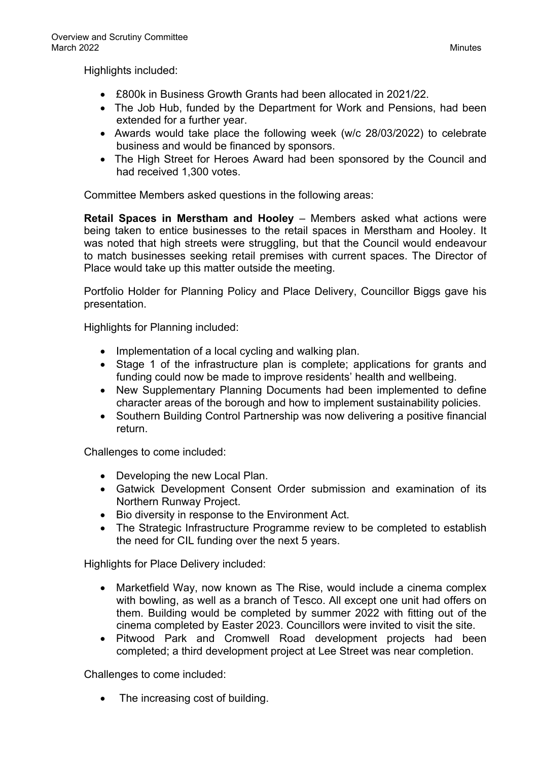Highlights included:

- £800k in Business Growth Grants had been allocated in 2021/22.
- The Job Hub, funded by the Department for Work and Pensions, had been extended for a further year.
- Awards would take place the following week (w/c 28/03/2022) to celebrate business and would be financed by sponsors.
- The High Street for Heroes Award had been sponsored by the Council and had received 1,300 votes.

Committee Members asked questions in the following areas:

**Retail Spaces in Merstham and Hooley** – Members asked what actions were being taken to entice businesses to the retail spaces in Merstham and Hooley. It was noted that high streets were struggling, but that the Council would endeavour to match businesses seeking retail premises with current spaces. The Director of Place would take up this matter outside the meeting.

Portfolio Holder for Planning Policy and Place Delivery, Councillor Biggs gave his presentation.

Highlights for Planning included:

- Implementation of a local cycling and walking plan.
- Stage 1 of the infrastructure plan is complete; applications for grants and funding could now be made to improve residents' health and wellbeing.
- New Supplementary Planning Documents had been implemented to define character areas of the borough and how to implement sustainability policies.
- Southern Building Control Partnership was now delivering a positive financial return.

Challenges to come included:

- Developing the new Local Plan.
- Gatwick Development Consent Order submission and examination of its Northern Runway Project.
- Bio diversity in response to the Environment Act.
- The Strategic Infrastructure Programme review to be completed to establish the need for CIL funding over the next 5 years.

Highlights for Place Delivery included:

- Marketfield Way, now known as The Rise, would include a cinema complex with bowling, as well as a branch of Tesco. All except one unit had offers on them. Building would be completed by summer 2022 with fitting out of the cinema completed by Easter 2023. Councillors were invited to visit the site.
- Pitwood Park and Cromwell Road development projects had been completed; a third development project at Lee Street was near completion.

Challenges to come included:

- The increasing cost of building.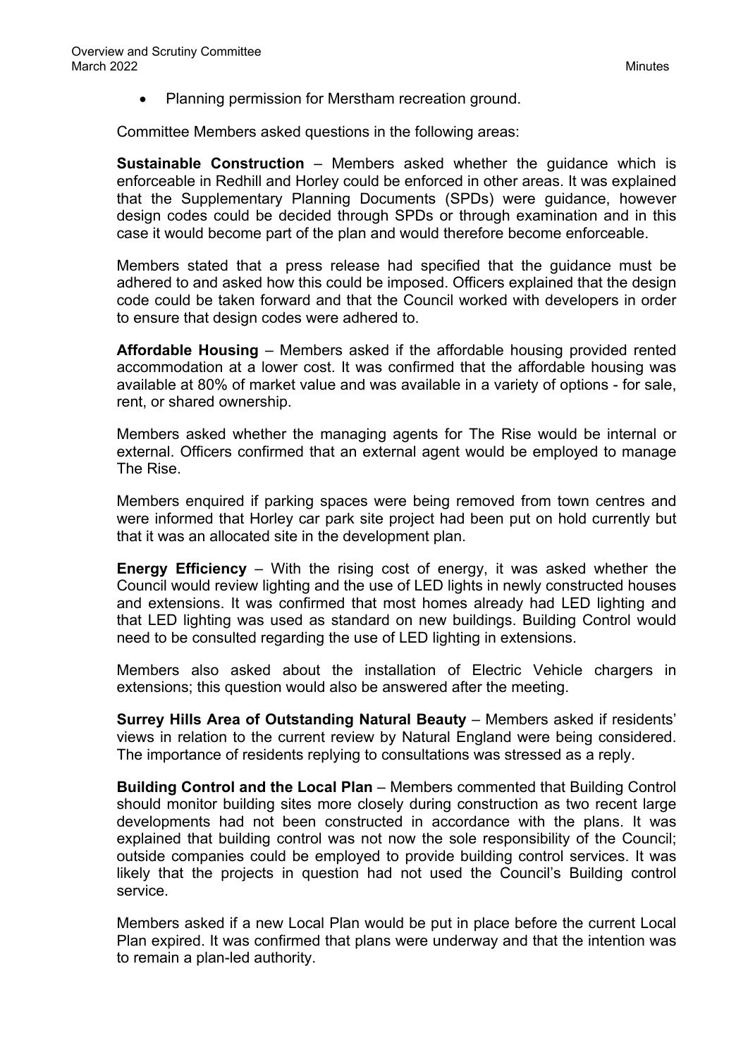- Planning permission for Merstham recreation ground.

Committee Members asked questions in the following areas:

**Sustainable Construction** – Members asked whether the guidance which is enforceable in Redhill and Horley could be enforced in other areas. It was explained that the Supplementary Planning Documents (SPDs) were guidance, however design codes could be decided through SPDs or through examination and in this case it would become part of the plan and would therefore become enforceable.

Members stated that a press release had specified that the guidance must be adhered to and asked how this could be imposed. Officers explained that the design code could be taken forward and that the Council worked with developers in order to ensure that design codes were adhered to.

**Affordable Housing** – Members asked if the affordable housing provided rented accommodation at a lower cost. It was confirmed that the affordable housing was available at 80% of market value and was available in a variety of options - for sale, rent, or shared ownership.

Members asked whether the managing agents for The Rise would be internal or external. Officers confirmed that an external agent would be employed to manage The Rise.

Members enquired if parking spaces were being removed from town centres and were informed that Horley car park site project had been put on hold currently but that it was an allocated site in the development plan.

**Energy Efficiency** – With the rising cost of energy, it was asked whether the Council would review lighting and the use of LED lights in newly constructed houses and extensions. It was confirmed that most homes already had LED lighting and that LED lighting was used as standard on new buildings. Building Control would need to be consulted regarding the use of LED lighting in extensions.

Members also asked about the installation of Electric Vehicle chargers in extensions; this question would also be answered after the meeting.

**Surrey Hills Area of Outstanding Natural Beauty** – Members asked if residents' views in relation to the current review by Natural England were being considered. The importance of residents replying to consultations was stressed as a reply.

**Building Control and the Local Plan** – Members commented that Building Control should monitor building sites more closely during construction as two recent large developments had not been constructed in accordance with the plans. It was explained that building control was not now the sole responsibility of the Council; outside companies could be employed to provide building control services. It was likely that the projects in question had not used the Council's Building control service.

Members asked if a new Local Plan would be put in place before the current Local Plan expired. It was confirmed that plans were underway and that the intention was to remain a plan-led authority.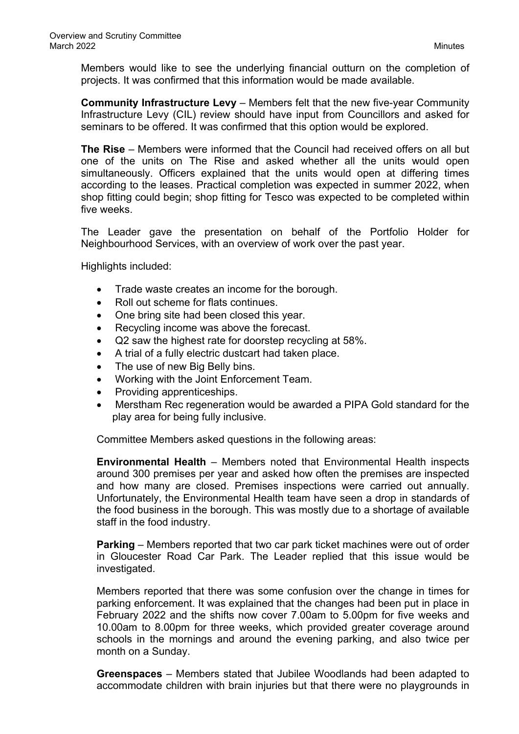Members would like to see the underlying financial outturn on the completion of projects. It was confirmed that this information would be made available.

**Community Infrastructure Levy** – Members felt that the new five-year Community Infrastructure Levy (CIL) review should have input from Councillors and asked for seminars to be offered. It was confirmed that this option would be explored.

**The Rise** – Members were informed that the Council had received offers on all but one of the units on The Rise and asked whether all the units would open simultaneously. Officers explained that the units would open at differing times according to the leases. Practical completion was expected in summer 2022, when shop fitting could begin; shop fitting for Tesco was expected to be completed within five weeks.

The Leader gave the presentation on behalf of the Portfolio Holder for Neighbourhood Services, with an overview of work over the past year.

Highlights included:

- Trade waste creates an income for the borough.
- Roll out scheme for flats continues.
- One bring site had been closed this year.
- Recycling income was above the forecast.
- Q2 saw the highest rate for doorstep recycling at 58%.
- A trial of a fully electric dustcart had taken place.
- The use of new Big Belly bins.
- Working with the Joint Enforcement Team.
- Providing apprenticeships.
- Merstham Rec regeneration would be awarded a PIPA Gold standard for the play area for being fully inclusive.

Committee Members asked questions in the following areas:

**Environmental Health** – Members noted that Environmental Health inspects around 300 premises per year and asked how often the premises are inspected and how many are closed. Premises inspections were carried out annually. Unfortunately, the Environmental Health team have seen a drop in standards of the food business in the borough. This was mostly due to a shortage of available staff in the food industry.

**Parking** – Members reported that two car park ticket machines were out of order in Gloucester Road Car Park. The Leader replied that this issue would be investigated.

Members reported that there was some confusion over the change in times for parking enforcement. It was explained that the changes had been put in place in February 2022 and the shifts now cover 7.00am to 5.00pm for five weeks and 10.00am to 8.00pm for three weeks, which provided greater coverage around schools in the mornings and around the evening parking, and also twice per month on a Sunday.

**Greenspaces** – Members stated that Jubilee Woodlands had been adapted to accommodate children with brain injuries but that there were no playgrounds in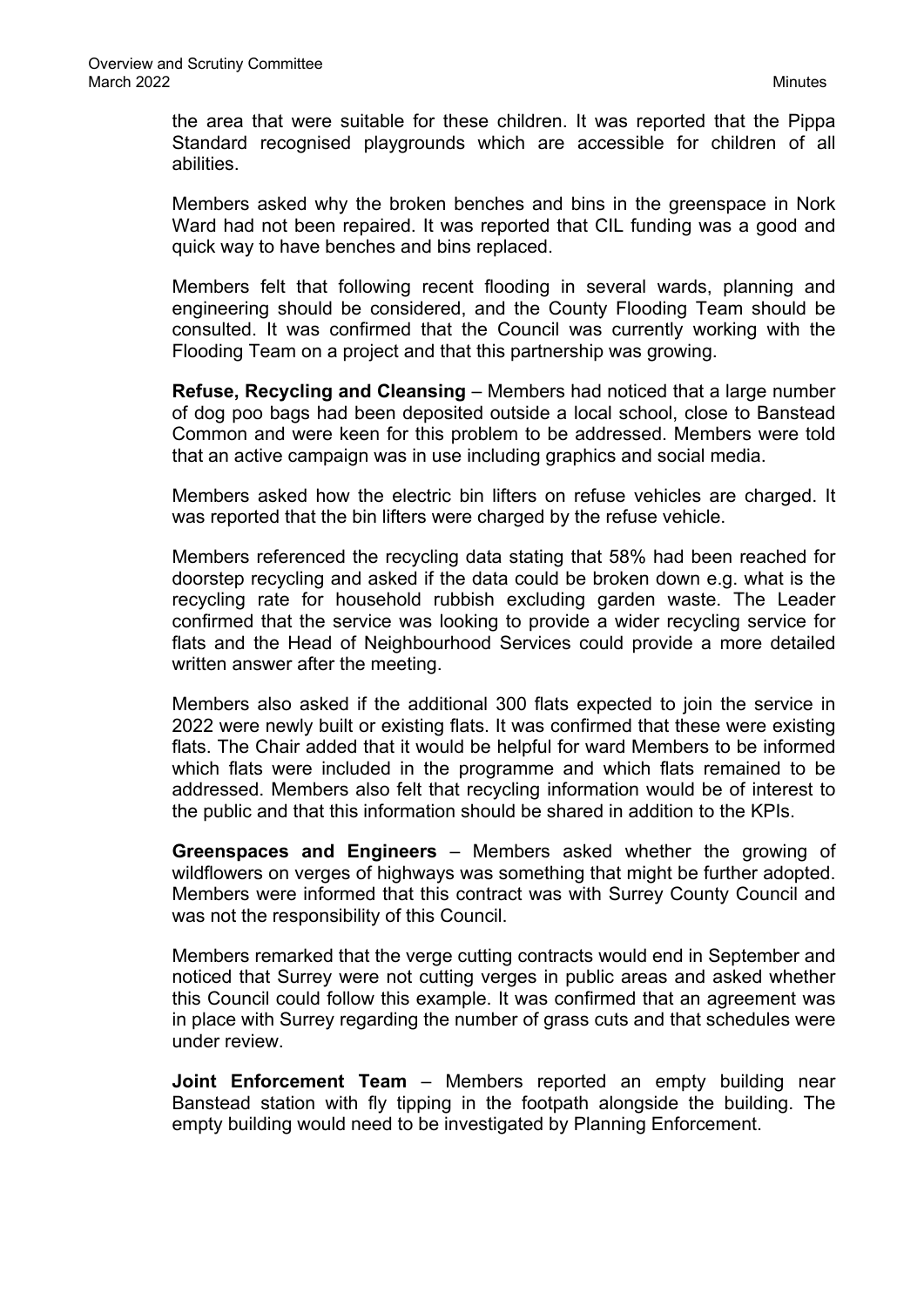the area that were suitable for these children. It was reported that the Pippa Standard recognised playgrounds which are accessible for children of all abilities.

Members asked why the broken benches and bins in the greenspace in Nork Ward had not been repaired. It was reported that CIL funding was a good and quick way to have benches and bins replaced.

Members felt that following recent flooding in several wards, planning and engineering should be considered, and the County Flooding Team should be consulted. It was confirmed that the Council was currently working with the Flooding Team on a project and that this partnership was growing.

**Refuse, Recycling and Cleansing** – Members had noticed that a large number of dog poo bags had been deposited outside a local school, close to Banstead Common and were keen for this problem to be addressed. Members were told that an active campaign was in use including graphics and social media.

Members asked how the electric bin lifters on refuse vehicles are charged. It was reported that the bin lifters were charged by the refuse vehicle.

Members referenced the recycling data stating that 58% had been reached for doorstep recycling and asked if the data could be broken down e.g. what is the recycling rate for household rubbish excluding garden waste. The Leader confirmed that the service was looking to provide a wider recycling service for flats and the Head of Neighbourhood Services could provide a more detailed written answer after the meeting.

Members also asked if the additional 300 flats expected to join the service in 2022 were newly built or existing flats. It was confirmed that these were existing flats. The Chair added that it would be helpful for ward Members to be informed which flats were included in the programme and which flats remained to be addressed. Members also felt that recycling information would be of interest to the public and that this information should be shared in addition to the KPIs.

**Greenspaces and Engineers** – Members asked whether the growing of wildflowers on verges of highways was something that might be further adopted. Members were informed that this contract was with Surrey County Council and was not the responsibility of this Council.

Members remarked that the verge cutting contracts would end in September and noticed that Surrey were not cutting verges in public areas and asked whether this Council could follow this example. It was confirmed that an agreement was in place with Surrey regarding the number of grass cuts and that schedules were under review.

**Joint Enforcement Team** – Members reported an empty building near Banstead station with fly tipping in the footpath alongside the building. The empty building would need to be investigated by Planning Enforcement.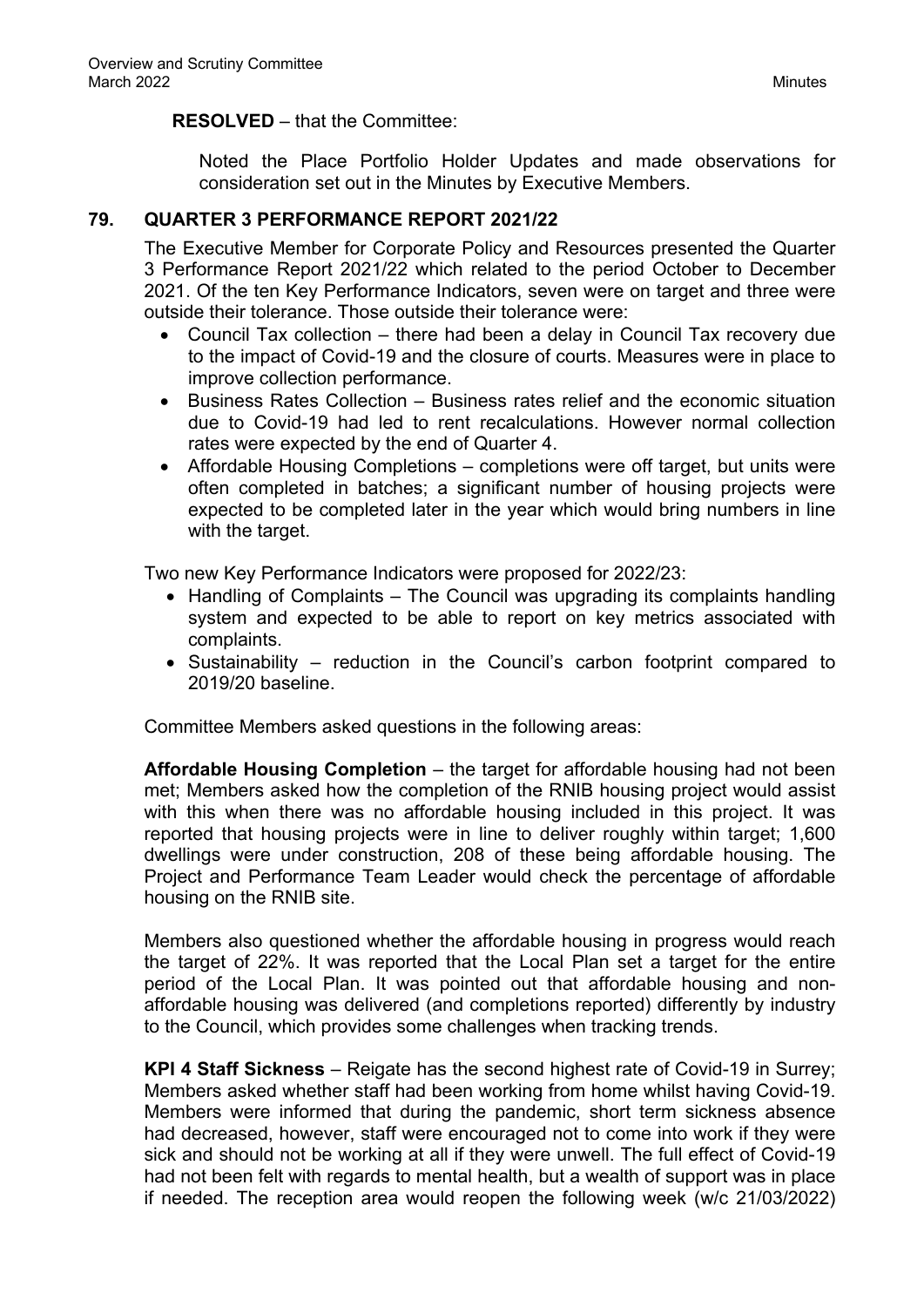**RESOLVED** – that the Committee:

Noted the Place Portfolio Holder Updates and made observations for consideration set out in the Minutes by Executive Members.

## 79. QUARTER 3 PERFORMANCE REPORT 2021/22

The Executive Member for Corporate Policy and Resources presented the Quarter 3 Performance Report 2021/22 which related to the period October to December 2021. Of the ten Key Performance Indicators, seven were on target and three were outside their tolerance. Those outside their tolerance were:

- Council Tax collection – there had been a delay in Council Tax recovery due to the impact of Covid-19 and the closure of courts. Measures were in place to improve collection performance.
- Business Rates Collection – Business rates relief and the economic situation due to Covid-19 had led to rent recalculations. However normal collection rates were expected by the end of Quarter 4.
- Affordable Housing Completions – completions were off target, but units were often completed in batches; a significant number of housing projects were expected to be completed later in the year which would bring numbers in line with the target.

Two new Key Performance Indicators were proposed for 2022/23:

- Handling of Complaints – The Council was upgrading its complaints handling system and expected to be able to report on key metrics associated with complaints.
- Sustainability – reduction in the Council's carbon footprint compared to 2019/20 baseline.

Committee Members asked questions in the following areas:

**Affordable Housing Completion** – the target for affordable housing had not been met; Members asked how the completion of the RNIB housing project would assist with this when there was no affordable housing included in this project. It was reported that housing projects were in line to deliver roughly within target; 1,600 dwellings were under construction, 208 of these being affordable housing. The Project and Performance Team Leader would check the percentage of affordable housing on the RNIB site.

Members also questioned whether the affordable housing in progress would reach the target of 22%. It was reported that the Local Plan set a target for the entire period of the Local Plan. It was pointed out that affordable housing and non-affordable housing was delivered (and completions reported) differently by industry to the Council, which provides some challenges when tracking trends.

**KPI 4 Staff Sickness** – Reigate has the second highest rate of Covid-19 in Surrey; Members asked whether staff had been working from home whilst having Covid-19. Members were informed that during the pandemic, short term sickness absence had decreased, however, staff were encouraged not to come into work if they were sick and should not be working at all if they were unwell. The full effect of Covid-19 had not been felt with regards to mental health, but a wealth of support was in place if needed. The reception area would reopen the following week (w/c 21/03/2022)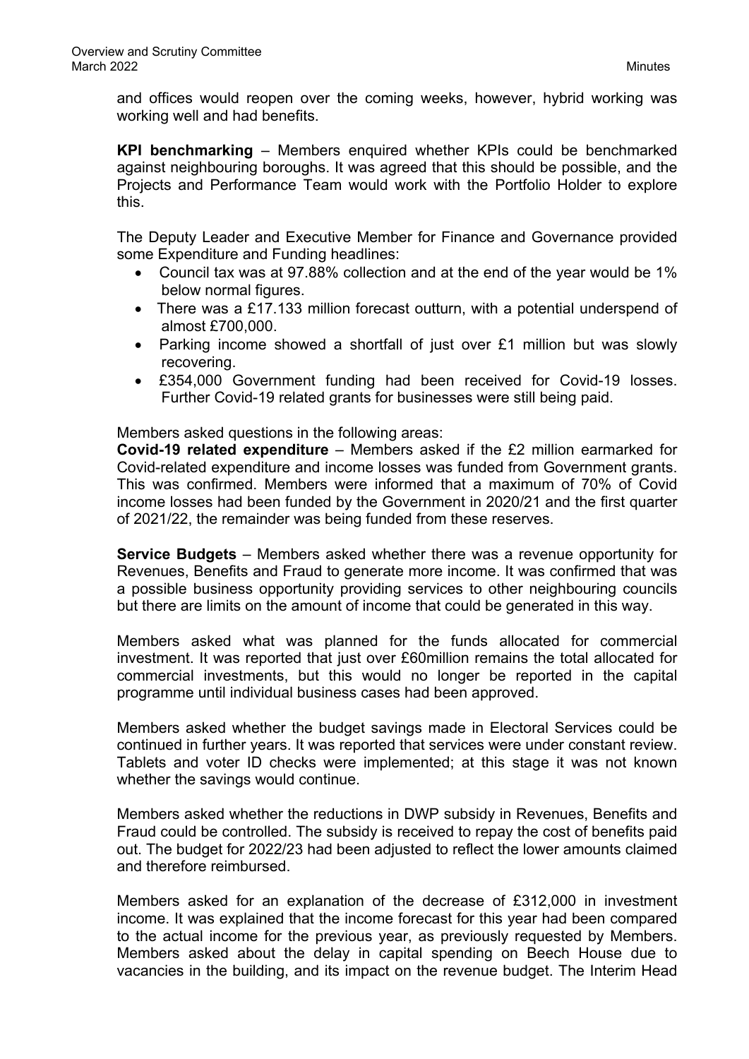and offices would reopen over the coming weeks, however, hybrid working was working well and had benefits.

**KPI benchmarking** – Members enquired whether KPIs could be benchmarked against neighbouring boroughs. It was agreed that this should be possible, and the Projects and Performance Team would work with the Portfolio Holder to explore this.

The Deputy Leader and Executive Member for Finance and Governance provided some Expenditure and Funding headlines:

- Council tax was at 97.88% collection and at the end of the year would be 1% below normal figures.
- There was a £17.133 million forecast outturn, with a potential underspend of almost £700,000.
- Parking income showed a shortfall of just over £1 million but was slowly recovering.
- £354,000 Government funding had been received for Covid-19 losses. Further Covid-19 related grants for businesses were still being paid.

Members asked questions in the following areas:

**Covid-19 related expenditure** – Members asked if the £2 million earmarked for Covid-related expenditure and income losses was funded from Government grants. This was confirmed. Members were informed that a maximum of 70% of Covid income losses had been funded by the Government in 2020/21 and the first quarter of 2021/22, the remainder was being funded from these reserves.

**Service Budgets** – Members asked whether there was a revenue opportunity for Revenues, Benefits and Fraud to generate more income. It was confirmed that was a possible business opportunity providing services to other neighbouring councils but there are limits on the amount of income that could be generated in this way.

Members asked what was planned for the funds allocated for commercial investment. It was reported that just over £60million remains the total allocated for commercial investments, but this would no longer be reported in the capital programme until individual business cases had been approved.

Members asked whether the budget savings made in Electoral Services could be continued in further years. It was reported that services were under constant review. Tablets and voter ID checks were implemented; at this stage it was not known whether the savings would continue.

Members asked whether the reductions in DWP subsidy in Revenues, Benefits and Fraud could be controlled. The subsidy is received to repay the cost of benefits paid out. The budget for 2022/23 had been adjusted to reflect the lower amounts claimed and therefore reimbursed.

Members asked for an explanation of the decrease of £312,000 in investment income. It was explained that the income forecast for this year had been compared to the actual income for the previous year, as previously requested by Members. Members asked about the delay in capital spending on Beech House due to vacancies in the building, and its impact on the revenue budget. The Interim Head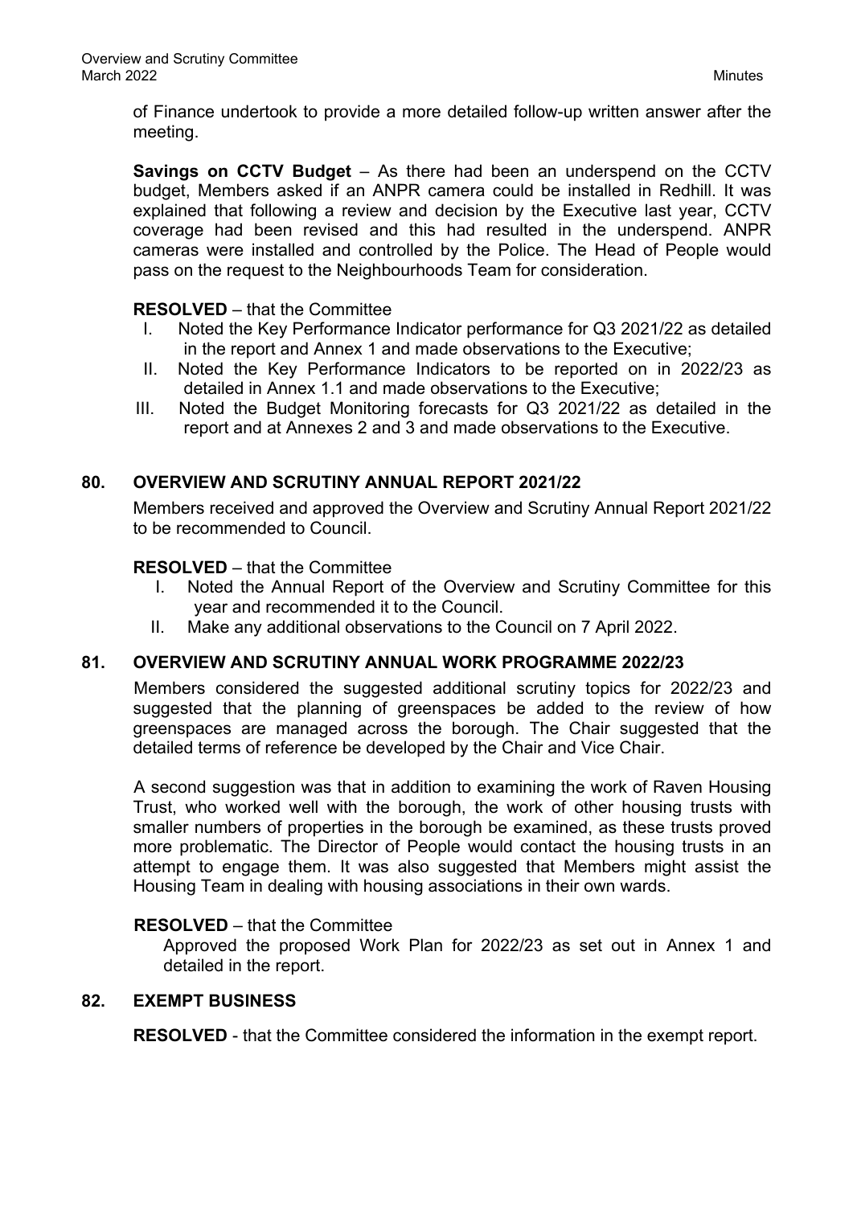of Finance undertook to provide a more detailed follow-up written answer after the meeting.

**Savings on CCTV Budget** – As there had been an underspend on the CCTV budget, Members asked if an ANPR camera could be installed in Redhill. It was explained that following a review and decision by the Executive last year, CCTV coverage had been revised and this had resulted in the underspend. ANPR cameras were installed and controlled by the Police. The Head of People would pass on the request to the Neighbourhoods Team for consideration.

**RESOLVED** – that the Committee

I. Noted the Key Performance Indicator performance for Q3 2021/22 as detailed in the report and Annex 1 and made observations to the Executive;
II. Noted the Key Performance Indicators to be reported on in 2022/23 as detailed in Annex 1.1 and made observations to the Executive;
III. Noted the Budget Monitoring forecasts for Q3 2021/22 as detailed in the report and at Annexes 2 and 3 and made observations to the Executive.

## 80. OVERVIEW AND SCRUTINY ANNUAL REPORT 2021/22

Members received and approved the Overview and Scrutiny Annual Report 2021/22 to be recommended to Council.

**RESOLVED** – that the Committee

I. Noted the Annual Report of the Overview and Scrutiny Committee for this year and recommended it to the Council.
II. Make any additional observations to the Council on 7 April 2022.

## 81. OVERVIEW AND SCRUTINY ANNUAL WORK PROGRAMME 2022/23

Members considered the suggested additional scrutiny topics for 2022/23 and suggested that the planning of greenspaces be added to the review of how greenspaces are managed across the borough. The Chair suggested that the detailed terms of reference be developed by the Chair and Vice Chair.

A second suggestion was that in addition to examining the work of Raven Housing Trust, who worked well with the borough, the work of other housing trusts with smaller numbers of properties in the borough be examined, as these trusts proved more problematic. The Director of People would contact the housing trusts in an attempt to engage them. It was also suggested that Members might assist the Housing Team in dealing with housing associations in their own wards.

**RESOLVED** – that the Committee

Approved the proposed Work Plan for 2022/23 as set out in Annex 1 and detailed in the report.

## 82. EXEMPT BUSINESS

**RESOLVED** - that the Committee considered the information in the exempt report.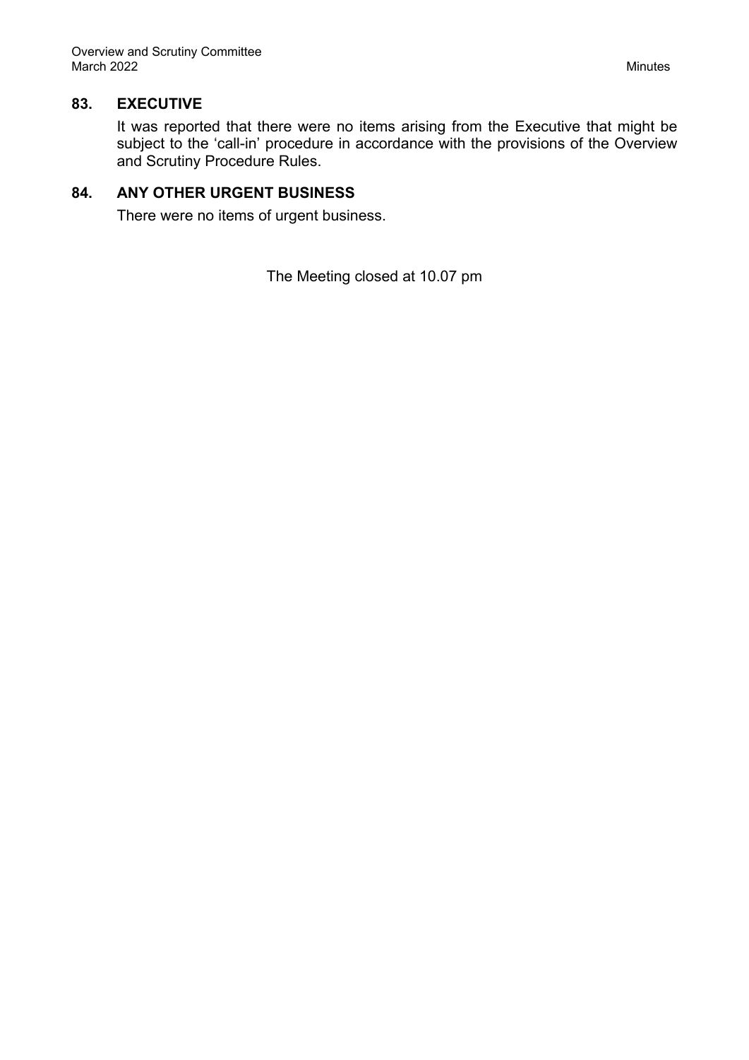## 83. EXECUTIVE

It was reported that there were no items arising from the Executive that might be subject to the 'call-in' procedure in accordance with the provisions of the Overview and Scrutiny Procedure Rules.

## 84. ANY OTHER URGENT BUSINESS

There were no items of urgent business.

The Meeting closed at 10.07 pm